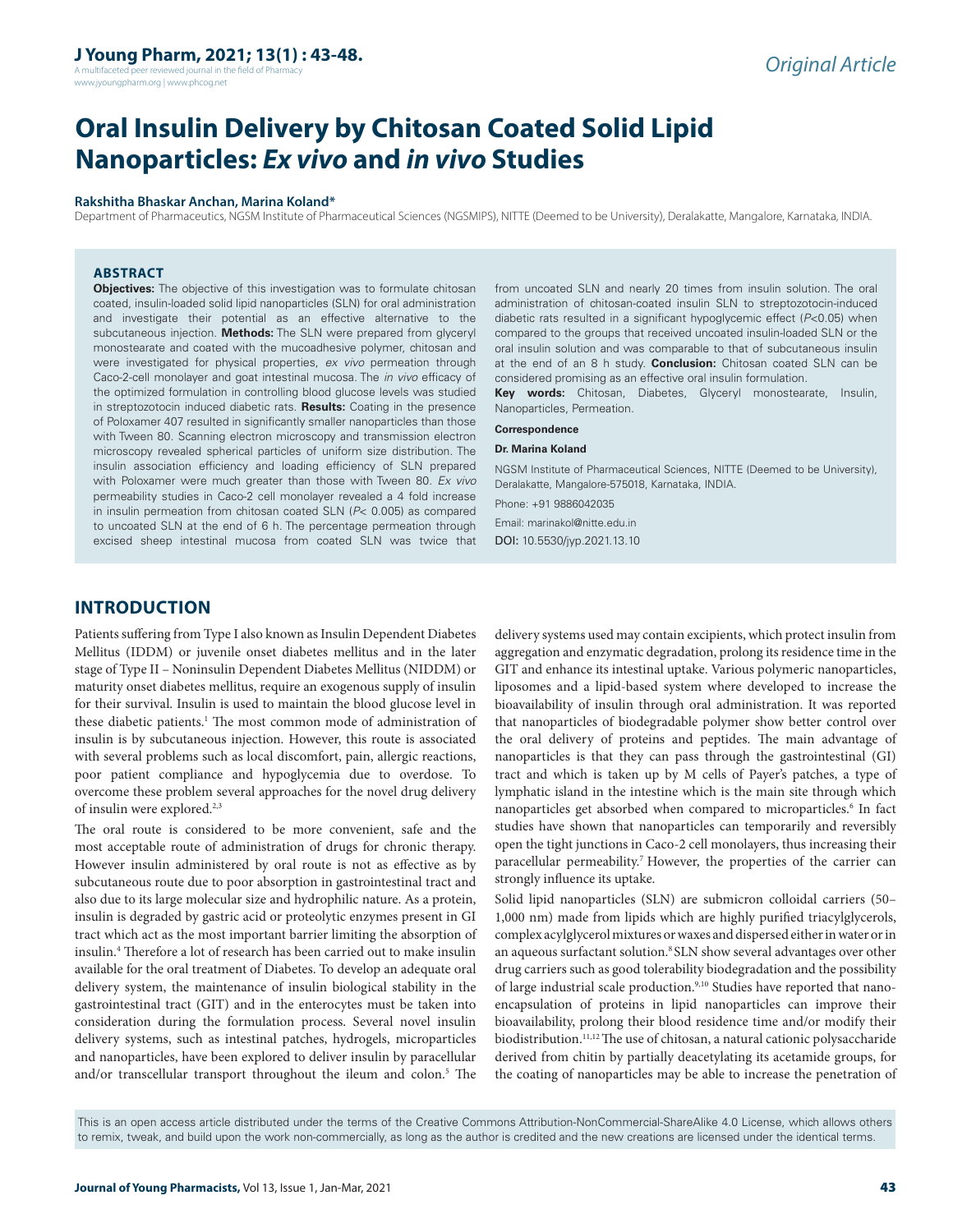*Original Article*

# Oral Insulin Delivery by Chitosan Coated Solid Lipid Nanoparticles: *Ex vivo* and *in vivo* Studies

**Rakshitha Bhaskar Anchan, Marina Koland***

Department of Pharmaceutics, NGSM Institute of Pharmaceutical Sciences (NGSMIPS), NITTE (Deemed to be University), Deralakatte, Mangalore, Karnataka, INDIA.

## ABSTRACT

**Objectives:** The objective of this investigation was to formulate chitosan coated, insulin-loaded solid lipid nanoparticles (SLN) for oral administration and investigate their potential as an effective alternative to the subcutaneous injection. **Methods:** The SLN were prepared from glyceryl monostearate and coated with the mucoadhesive polymer, chitosan and were investigated for physical properties, *ex vivo* permeation through Caco-2-cell monolayer and goat intestinal mucosa. The *in vivo* efficacy of the optimized formulation in controlling blood glucose levels was studied in streptozotocin induced diabetic rats. **Results:** Coating in the presence of Poloxamer 407 resulted in significantly smaller nanoparticles than those with Tween 80. Scanning electron microscopy and transmission electron microscopy revealed spherical particles of uniform size distribution. The insulin association efficiency and loading efficiency of SLN prepared with Poloxamer were much greater than those with Tween 80. *Ex vivo* permeability studies in Caco-2 cell monolayer revealed a 4 fold increase in insulin permeation from chitosan coated SLN ($P< 0.005$) as compared to uncoated SLN at the end of 6 h. The percentage permeation through excised sheep intestinal mucosa from coated SLN was twice that from uncoated SLN and nearly 20 times from insulin solution. The oral administration of chitosan-coated insulin SLN to streptozotocin-induced diabetic rats resulted in a significant hypoglycemic effect ($P<0.05$) when compared to the groups that received uncoated insulin-loaded SLN or the oral insulin solution and was comparable to that of subcutaneous insulin at the end of an 8 h study. **Conclusion:** Chitosan coated SLN can be considered promising as an effective oral insulin formulation.

**Key words:** Chitosan, Diabetes, Glyceryl monostearate, Insulin, Nanoparticles, Permeation.

**Correspondence**

**Dr. Marina Koland**

NGSM Institute of Pharmaceutical Sciences, NITTE (Deemed to be University), Deralakatte, Mangalore-575018, Karnataka, INDIA.

Phone: +91 9886042035

Email: marinakol@nitte.edu.in

DOI: 10.5530/jyp.2021.13.10

## INTRODUCTION

Patients suffering from Type I also known as Insulin Dependent Diabetes Mellitus (IDDM) or juvenile onset diabetes mellitus and in the later stage of Type II – Noninsulin Dependent Diabetes Mellitus (NIDDM) or maturity onset diabetes mellitus, require an exogenous supply of insulin for their survival. Insulin is used to maintain the blood glucose level in these diabetic patients.[1] The most common mode of administration of insulin is by subcutaneous injection. However, this route is associated with several problems such as local discomfort, pain, allergic reactions, poor patient compliance and hypoglycemia due to overdose. To overcome these problem several approaches for the novel drug delivery of insulin were explored.[2,3]

The oral route is considered to be more convenient, safe and the most acceptable route of administration of drugs for chronic therapy. However insulin administered by oral route is not as effective as by subcutaneous route due to poor absorption in gastrointestinal tract and also due to its large molecular size and hydrophilic nature. As a protein, insulin is degraded by gastric acid or proteolytic enzymes present in GI tract which act as the most important barrier limiting the absorption of insulin.[4] Therefore a lot of research has been carried out to make insulin available for the oral treatment of Diabetes. To develop an adequate oral delivery system, the maintenance of insulin biological stability in the gastrointestinal tract (GIT) and in the enterocytes must be taken into consideration during the formulation process. Several novel insulin delivery systems, such as intestinal patches, hydrogels, microparticles and nanoparticles, have been explored to deliver insulin by paracellular and/or transcellular transport throughout the ileum and colon.[5] The delivery systems used may contain excipients, which protect insulin from aggregation and enzymatic degradation, prolong its residence time in the GIT and enhance its intestinal uptake. Various polymeric nanoparticles, liposomes and a lipid-based system where developed to increase the bioavailability of insulin through oral administration. It was reported that nanoparticles of biodegradable polymer show better control over the oral delivery of proteins and peptides. The main advantage of nanoparticles is that they can pass through the gastrointestinal (GI) tract and which is taken up by M cells of Payer's patches, a type of lymphatic island in the intestine which is the main site through which nanoparticles get absorbed when compared to microparticles.[6] In fact studies have shown that nanoparticles can temporarily and reversibly open the tight junctions in Caco-2 cell monolayers, thus increasing their paracellular permeability.[7] However, the properties of the carrier can strongly influence its uptake.

Solid lipid nanoparticles (SLN) are submicron colloidal carriers (50–1,000 nm) made from lipids which are highly purified triacylglycerols, complex acylglycerol mixtures or waxes and dispersed either in water or in an aqueous surfactant solution.[8] SLN show several advantages over other drug carriers such as good tolerability biodegradation and the possibility of large industrial scale production.[9,10] Studies have reported that nano-encapsulation of proteins in lipid nanoparticles can improve their bioavailability, prolong their blood residence time and/or modify their biodistribution.[11,12] The use of chitosan, a natural cationic polysaccharide derived from chitin by partially deacetylating its acetamide groups, for the coating of nanoparticles may be able to increase the penetration of

This is an open access article distributed under the terms of the Creative Commons Attribution-NonCommercial-ShareAlike 4.0 License, which allows others to remix, tweak, and build upon the work non-commercially, as long as the author is credited and the new creations are licensed under the identical terms.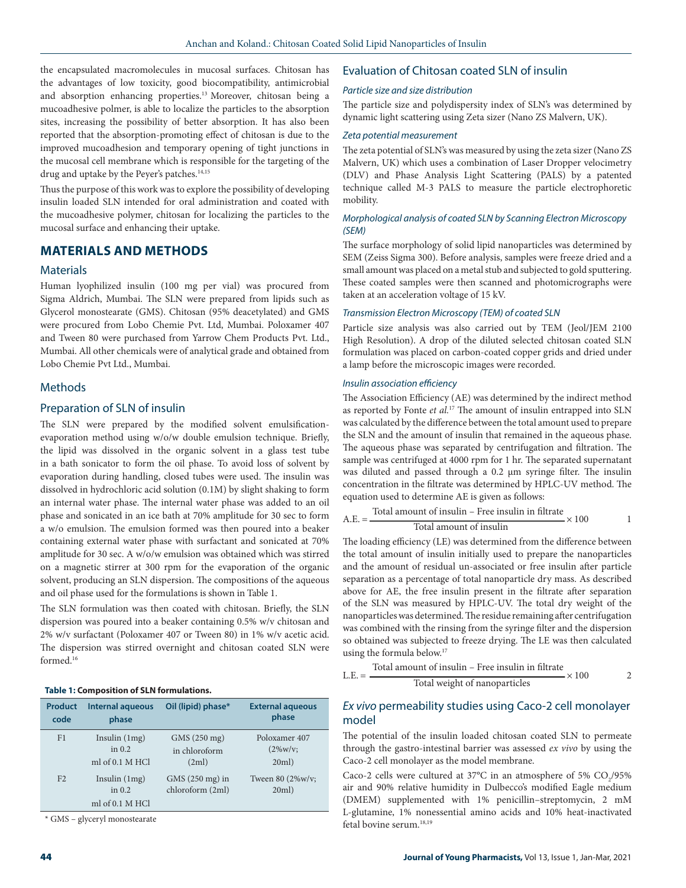the encapsulated macromolecules in mucosal surfaces. Chitosan has the advantages of low toxicity, good biocompatibility, antimicrobial and absorption enhancing properties.[13] Moreover, chitosan being a mucoadhesive polmer, is able to localize the particles to the absorption sites, increasing the possibility of better absorption. It has also been reported that the absorption-promoting effect of chitosan is due to the improved mucoadhesion and temporary opening of tight junctions in the mucosal cell membrane which is responsible for the targeting of the drug and uptake by the Peyer's patches.[14,15]

Thus the purpose of this work was to explore the possibility of developing insulin loaded SLN intended for oral administration and coated with the mucoadhesive polymer, chitosan for localizing the particles to the mucosal surface and enhancing their uptake.

## MATERIALS AND METHODS

### Materials

Human lyophilized insulin (100 mg per vial) was procured from Sigma Aldrich, Mumbai. The SLN were prepared from lipids such as Glycerol monostearate (GMS). Chitosan (95% deacetylated) and GMS were procured from Lobo Chemie Pvt. Ltd, Mumbai. Poloxamer 407 and Tween 80 were purchased from Yarrow Chem Products Pvt. Ltd., Mumbai. All other chemicals were of analytical grade and obtained from Lobo Chemie Pvt Ltd., Mumbai.

### Methods

### Preparation of SLN of insulin

The SLN were prepared by the modified solvent emulsification-evaporation method using w/o/w double emulsion technique. Briefly, the lipid was dissolved in the organic solvent in a glass test tube in a bath sonicator to form the oil phase. To avoid loss of solvent by evaporation during handling, closed tubes were used. The insulin was dissolved in hydrochloric acid solution (0.1M) by slight shaking to form an internal water phase. The internal water phase was added to an oil phase and sonicated in an ice bath at 70% amplitude for 30 sec to form a w/o emulsion. The emulsion formed was then poured into a beaker containing external water phase with surfactant and sonicated at 70% amplitude for 30 sec. A w/o/w emulsion was obtained which was stirred on a magnetic stirrer at 300 rpm for the evaporation of the organic solvent, producing an SLN dispersion. The compositions of the aqueous and oil phase used for the formulations is shown in Table 1.

The SLN formulation was then coated with chitosan. Briefly, the SLN dispersion was poured into a beaker containing 0.5% w/v chitosan and 2% w/v surfactant (Poloxamer 407 or Tween 80) in 1% w/v acetic acid. The dispersion was stirred overnight and chitosan coated SLN were formed.[16]

**Table 1: Composition of SLN formulations.**

| Product code | Internal aqueous phase | Oil (lipid) phase* | External aqueous phase |
|---|---|---|---|
| F1 | Insulin (1mg) in 0.2 ml of 0.1 M HCl | GMS (250 mg) in chloroform (2ml) | Poloxamer 407 (2%w/v; 20ml) |
| F2 | Insulin (1mg) in 0.2 ml of 0.1 M HCl | GMS (250 mg) in chloroform (2ml) | Tween 80 (2%w/v; 20ml) |

\* GMS – glyceryl monostearate

### Evaluation of Chitosan coated SLN of insulin

#### *Particle size and size distribution*

The particle size and polydispersity index of SLN's was determined by dynamic light scattering using Zeta sizer (Nano ZS Malvern, UK).

#### *Zeta potential measurement*

The zeta potential of SLN's was measured by using the zeta sizer (Nano ZS Malvern, UK) which uses a combination of Laser Dropper velocimetry (DLV) and Phase Analysis Light Scattering (PALS) by a patented technique called M-3 PALS to measure the particle electrophoretic mobility.

#### *Morphological analysis of coated SLN by Scanning Electron Microscopy (SEM)*

The surface morphology of solid lipid nanoparticles was determined by SEM (Zeiss Sigma 300). Before analysis, samples were freeze dried and a small amount was placed on a metal stub and subjected to gold sputtering. These coated samples were then scanned and photomicrographs were taken at an acceleration voltage of 15 kV.

#### *Transmission Electron Microscopy (TEM) of coated SLN*

Particle size analysis was also carried out by TEM (Jeol/JEM 2100 High Resolution). A drop of the diluted selected chitosan coated SLN formulation was placed on carbon-coated copper grids and dried under a lamp before the microscopic images were recorded.

#### *Insulin association efficiency*

The Association Efficiency (AE) was determined by the indirect method as reported by Fonte *et al.*[17] The amount of insulin entrapped into SLN was calculated by the difference between the total amount used to prepare the SLN and the amount of insulin that remained in the aqueous phase. The aqueous phase was separated by centrifugation and filtration. The sample was centrifuged at 4000 rpm for 1 hr. The separated supernatant was diluted and passed through a 0.2 µm syringe filter. The insulin concentration in the filtrate was determined by HPLC-UV method. The equation used to determine AE is given as follows:

$$\text{A.E.} = \frac{\text{Total amount of insulin} - \text{Free insulin in filtrate}}{\text{Total amount of insulin}} \times 100 \qquad 1$$

The loading efficiency (LE) was determined from the difference between the total amount of insulin initially used to prepare the nanoparticles and the amount of residual un-associated or free insulin after particle separation as a percentage of total nanoparticle dry mass. As described above for AE, the free insulin present in the filtrate after separation of the SLN was measured by HPLC-UV. The total dry weight of the nanoparticles was determined. The residue remaining after centrifugation was combined with the rinsing from the syringe filter and the dispersion so obtained was subjected to freeze drying. The LE was then calculated using the formula below.[17]

$$\text{L.E.} = \frac{\text{Total amount of insulin} - \text{Free insulin in filtrate}}{\text{Total weight of nanoparticles}} \times 100 \qquad 2$$

### *Ex vivo* permeability studies using Caco-2 cell monolayer model

The potential of the insulin loaded chitosan coated SLN to permeate through the gastro-intestinal barrier was assessed *ex vivo* by using the Caco-2 cell monolayer as the model membrane.

Caco-2 cells were cultured at 37°C in an atmosphere of 5% $CO_2$/95% air and 90% relative humidity in Dulbecco's modified Eagle medium (DMEM) supplemented with 1% penicillin–streptomycin, 2 mM L-glutamine, 1% nonessential amino acids and 10% heat-inactivated fetal bovine serum.[18,19]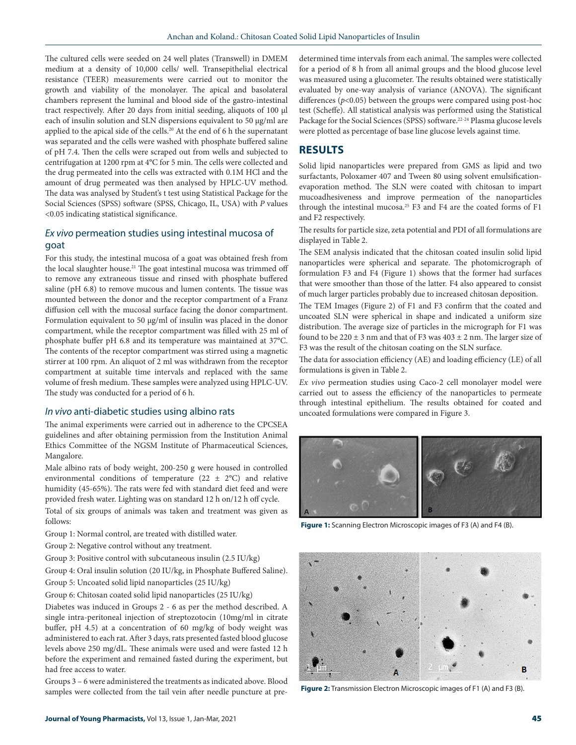The cultured cells were seeded on 24 well plates (Transwell) in DMEM medium at a density of 10,000 cells/ well. Transepithelial electrical resistance (TEER) measurements were carried out to monitor the growth and viability of the monolayer. The apical and basolateral chambers represent the luminal and blood side of the gastro-intestinal tract respectively. After 20 days from initial seeding, aliquots of 100 μl each of insulin solution and SLN dispersions equivalent to 50 μg/ml are applied to the apical side of the cells.[20] At the end of 6 h the supernatant was separated and the cells were washed with phosphate buffered saline of pH 7.4. Then the cells were scraped out from wells and subjected to centrifugation at 1200 rpm at 4°C for 5 min. The cells were collected and the drug permeated into the cells was extracted with 0.1M HCl and the amount of drug permeated was then analysed by HPLC-UV method. The data was analysed by Student's t test using Statistical Package for the Social Sciences (SPSS) software (SPSS, Chicago, IL, USA) with *P* values <0.05 indicating statistical significance.

### *Ex vivo* permeation studies using intestinal mucosa of goat

For this study, the intestinal mucosa of a goat was obtained fresh from the local slaughter house.[21] The goat intestinal mucosa was trimmed off to remove any extraneous tissue and rinsed with phosphate buffered saline (pH 6.8) to remove mucous and lumen contents. The tissue was mounted between the donor and the receptor compartment of a Franz diffusion cell with the mucosal surface facing the donor compartment. Formulation equivalent to 50 μg/ml of insulin was placed in the donor compartment, while the receptor compartment was filled with 25 ml of phosphate buffer pH 6.8 and its temperature was maintained at 37°C. The contents of the receptor compartment was stirred using a magnetic stirrer at 100 rpm. An aliquot of 2 ml was withdrawn from the receptor compartment at suitable time intervals and replaced with the same volume of fresh medium. These samples were analyzed using HPLC-UV. The study was conducted for a period of 6 h.

### *In vivo* anti-diabetic studies using albino rats

The animal experiments were carried out in adherence to the CPCSEA guidelines and after obtaining permission from the Institution Animal Ethics Committee of the NGSM Institute of Pharmaceutical Sciences, Mangalore.

Male albino rats of body weight, 200-250 g were housed in controlled environmental conditions of temperature (22 ± 2°C) and relative humidity (45-65%). The rats were fed with standard diet feed and were provided fresh water. Lighting was on standard 12 h on/12 h off cycle.

Total of six groups of animals was taken and treatment was given as follows:

Group 1: Normal control, are treated with distilled water.

Group 2: Negative control without any treatment.

Group 3: Positive control with subcutaneous insulin (2.5 IU/kg)

Group 4: Oral insulin solution (20 IU/kg, in Phosphate Buffered Saline).

Group 5: Uncoated solid lipid nanoparticles (25 IU/kg)

Group 6: Chitosan coated solid lipid nanoparticles (25 IU/kg)

Diabetes was induced in Groups 2 - 6 as per the method described. A single intra-peritoneal injection of streptozotocin (10mg/ml in citrate buffer, pH 4.5) at a concentration of 60 mg/kg of body weight was administered to each rat. After 3 days, rats presented fasted blood glucose levels above 250 mg/dL. These animals were used and were fasted 12 h before the experiment and remained fasted during the experiment, but had free access to water.

Groups 3 – 6 were administered the treatments as indicated above. Blood samples were collected from the tail vein after needle puncture at pre-determined time intervals from each animal. The samples were collected for a period of 8 h from all animal groups and the blood glucose level was measured using a glucometer. The results obtained were statistically evaluated by one-way analysis of variance (ANOVA). The significant differences ($p<0.05$) between the groups were compared using post-hoc test (Scheffe). All statistical analysis was performed using the Statistical Package for the Social Sciences (SPSS) software.[22-24] Plasma glucose levels were plotted as percentage of base line glucose levels against time.

## RESULTS

Solid lipid nanoparticles were prepared from GMS as lipid and two surfactants, Poloxamer 407 and Tween 80 using solvent emulsification-evaporation method. The SLN were coated with chitosan to impart mucoadhesiveness and improve permeation of the nanoparticles through the intestinal mucosa.[25] F3 and F4 are the coated forms of F1 and F2 respectively.

The results for particle size, zeta potential and PDI of all formulations are displayed in Table 2.

The SEM analysis indicated that the chitosan coated insulin solid lipid nanoparticles were spherical and separate. The photomicrograph of formulation F3 and F4 (Figure 1) shows that the former had surfaces that were smoother than those of the latter. F4 also appeared to consist of much larger particles probably due to increased chitosan deposition.

The TEM Images (Figure 2) of F1 and F3 confirm that the coated and uncoated SLN were spherical in shape and indicated a uniform size distribution. The average size of particles in the micrograph for F1 was found to be 220 ± 3 nm and that of F3 was 403 ± 2 nm. The larger size of F3 was the result of the chitosan coating on the SLN surface.

The data for association efficiency (AE) and loading efficiency (LE) of all formulations is given in Table 2.

*Ex vivo* permeation studies using Caco-2 cell monolayer model were carried out to assess the efficiency of the nanoparticles to permeate through intestinal epithelium. The results obtained for coated and uncoated formulations were compared in Figure 3.

**Figure 1:** Scanning Electron Microscopic images of F3 (A) and F4 (B).

**Figure 2:** Transmission Electron Microscopic images of F1 (A) and F3 (B).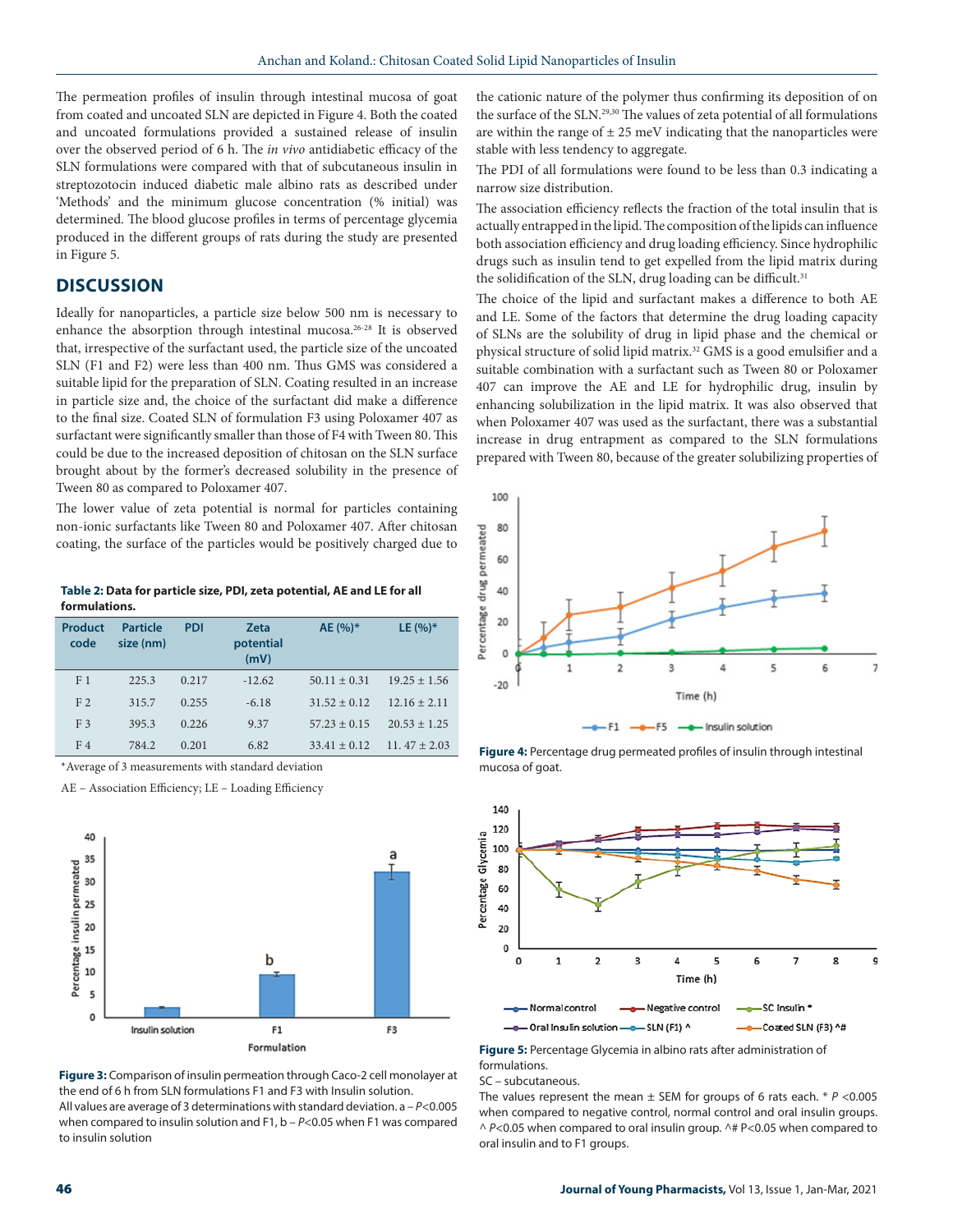The permeation profiles of insulin through intestinal mucosa of goat from coated and uncoated SLN are depicted in Figure 4. Both the coated and uncoated formulations provided a sustained release of insulin over the observed period of 6 h. The *in vivo* antidiabetic efficacy of the SLN formulations were compared with that of subcutaneous insulin in streptozotocin induced diabetic male albino rats as described under 'Methods' and the minimum glucose concentration (% initial) was determined. The blood glucose profiles in terms of percentage glycemia produced in the different groups of rats during the study are presented in Figure 5.

## DISCUSSION

Ideally for nanoparticles, a particle size below 500 nm is necessary to enhance the absorption through intestinal mucosa.[26-28] It is observed that, irrespective of the surfactant used, the particle size of the uncoated SLN (F1 and F2) were less than 400 nm. Thus GMS was considered a suitable lipid for the preparation of SLN. Coating resulted in an increase in particle size and, the choice of the surfactant did make a difference to the final size. Coated SLN of formulation F3 using Poloxamer 407 as surfactant were significantly smaller than those of F4 with Tween 80. This could be due to the increased deposition of chitosan on the SLN surface brought about by the former's decreased solubility in the presence of Tween 80 as compared to Poloxamer 407.

The lower value of zeta potential is normal for particles containing non-ionic surfactants like Tween 80 and Poloxamer 407. After chitosan coating, the surface of the particles would be positively charged due to the cationic nature of the polymer thus confirming its deposition of on the surface of the SLN.[29,30] The values of zeta potential of all formulations are within the range of ± 25 meV indicating that the nanoparticles were stable with less tendency to aggregate.

**Table 2: Data for particle size, PDI, zeta potential, AE and LE for all formulations.**

| Product code | Particle size (nm) | PDI | Zeta potential (mV) | AE (%)* | LE (%)* |
|---|---|---|---|---|---|
| F 1 | 225.3 | 0.217 | -12.62 | 50.11 ± 0.31 | 19.25 ± 1.56 |
| F 2 | 315.7 | 0.255 | -6.18 | 31.52 ± 0.12 | 12.16 ± 2.11 |
| F 3 | 395.3 | 0.226 | 9.37 | 57.23 ± 0.15 | 20.53 ± 1.25 |
| F 4 | 784.2 | 0.201 | 6.82 | 33.41 ± 0.12 | 11. 47 ± 2.03 |

*Average of 3 measurements with standard deviation

AE – Association Efficiency; LE – Loading Efficiency

**Figure 3:** Comparison of insulin permeation through Caco-2 cell monolayer at the end of 6 h from SLN formulations F1 and F3 with Insulin solution.
All values are average of 3 determinations with standard deviation. a – $P<0.005$ when compared to insulin solution and F1, b – $P<0.05$ when F1 was compared to insulin solution

The PDI of all formulations were found to be less than 0.3 indicating a narrow size distribution.

The association efficiency reflects the fraction of the total insulin that is actually entrapped in the lipid. The composition of the lipids can influence both association efficiency and drug loading efficiency. Since hydrophilic drugs such as insulin tend to get expelled from the lipid matrix during the solidification of the SLN, drug loading can be difficult.[31]

The choice of the lipid and surfactant makes a difference to both AE and LE. Some of the factors that determine the drug loading capacity of SLNs are the solubility of drug in lipid phase and the chemical or physical structure of solid lipid matrix.[32] GMS is a good emulsifier and a suitable combination with a surfactant such as Tween 80 or Poloxamer 407 can improve the AE and LE for hydrophilic drug, insulin by enhancing solubilization in the lipid matrix. It was also observed that when Poloxamer 407 was used as the surfactant, there was a substantial increase in drug entrapment as compared to the SLN formulations prepared with Tween 80, because of the greater solubilizing properties of

**Figure 4:** Percentage drug permeated profiles of insulin through intestinal mucosa of goat.

**Figure 5:** Percentage Glycemia in albino rats after administration of formulations.
SC – subcutaneous.
The values represent the mean ± SEM for groups of 6 rats each. * $P<0.005$ when compared to negative control, normal control and oral insulin groups. ^ $P<0.05$ when compared to oral insulin group. ^# $P<0.05$ when compared to oral insulin and to F1 groups.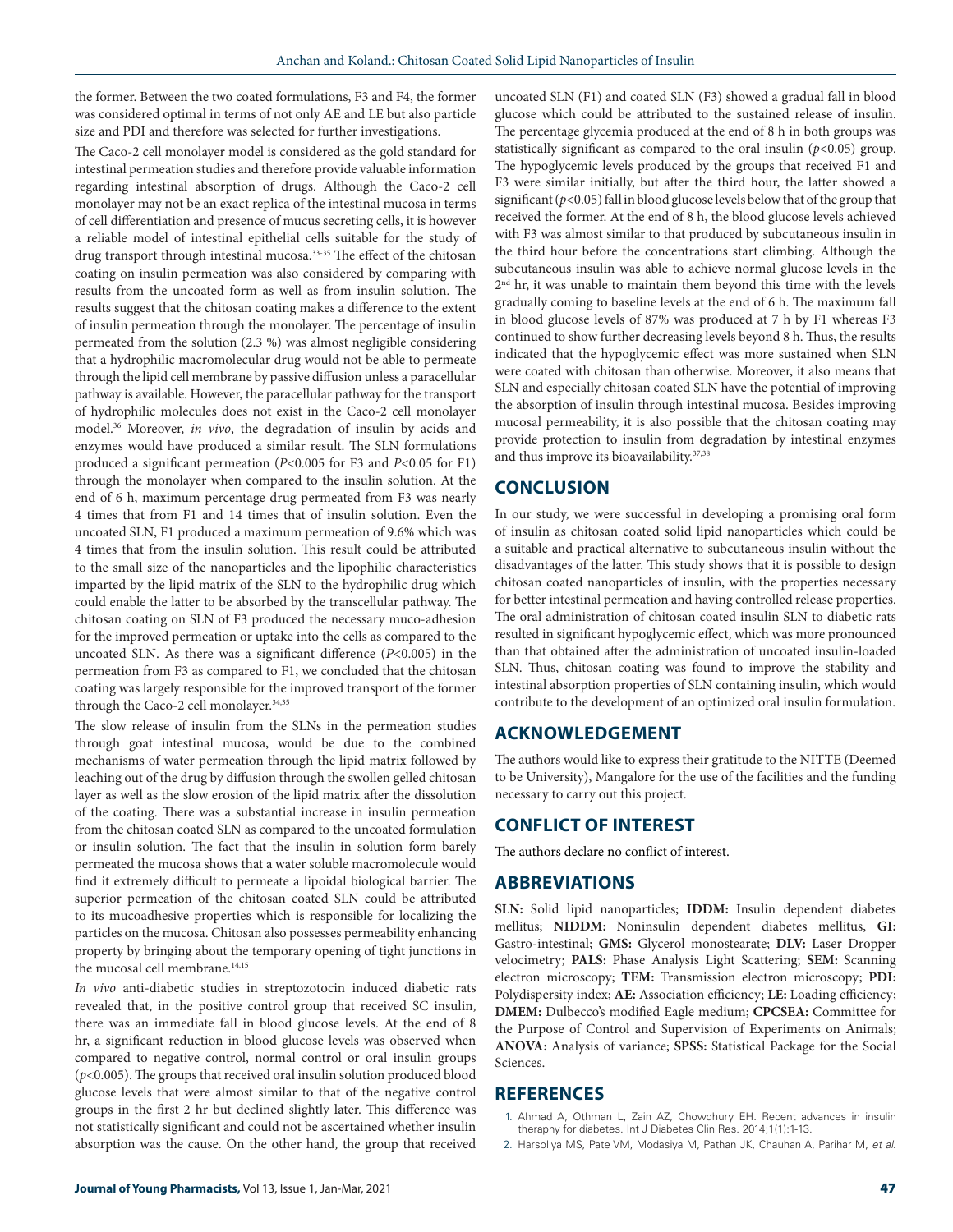the former. Between the two coated formulations, F3 and F4, the former was considered optimal in terms of not only AE and LE but also particle size and PDI and therefore was selected for further investigations.

The Caco-2 cell monolayer model is considered as the gold standard for intestinal permeation studies and therefore provide valuable information regarding intestinal absorption of drugs. Although the Caco-2 cell monolayer may not be an exact replica of the intestinal mucosa in terms of cell differentiation and presence of mucus secreting cells, it is however a reliable model of intestinal epithelial cells suitable for the study of drug transport through intestinal mucosa.[33-35] The effect of the chitosan coating on insulin permeation was also considered by comparing with results from the uncoated form as well as from insulin solution. The results suggest that the chitosan coating makes a difference to the extent of insulin permeation through the monolayer. The percentage of insulin permeated from the solution (2.3 %) was almost negligible considering that a hydrophilic macromolecular drug would not be able to permeate through the lipid cell membrane by passive diffusion unless a paracellular pathway is available. However, the paracellular pathway for the transport of hydrophilic molecules does not exist in the Caco-2 cell monolayer model.[36] Moreover, *in vivo*, the degradation of insulin by acids and enzymes would have produced a similar result. The SLN formulations produced a significant permeation ($P<0.005$ for F3 and $P<0.05$ for F1) through the monolayer when compared to the insulin solution. At the end of 6 h, maximum percentage drug permeated from F3 was nearly 4 times that from F1 and 14 times that of insulin solution. Even the uncoated SLN, F1 produced a maximum permeation of 9.6% which was 4 times that from the insulin solution. This result could be attributed to the small size of the nanoparticles and the lipophilic characteristics imparted by the lipid matrix of the SLN to the hydrophilic drug which could enable the latter to be absorbed by the transcellular pathway. The chitosan coating on SLN of F3 produced the necessary muco-adhesion for the improved permeation or uptake into the cells as compared to the uncoated SLN. As there was a significant difference ($P<0.005$) in the permeation from F3 as compared to F1, we concluded that the chitosan coating was largely responsible for the improved transport of the former through the Caco-2 cell monolayer.[34,35]

The slow release of insulin from the SLNs in the permeation studies through goat intestinal mucosa, would be due to the combined mechanisms of water permeation through the lipid matrix followed by leaching out of the drug by diffusion through the swollen gelled chitosan layer as well as the slow erosion of the lipid matrix after the dissolution of the coating. There was a substantial increase in insulin permeation from the chitosan coated SLN as compared to the uncoated formulation or insulin solution. The fact that the insulin in solution form barely permeated the mucosa shows that a water soluble macromolecule would find it extremely difficult to permeate a lipoidal biological barrier. The superior permeation of the chitosan coated SLN could be attributed to its mucoadhesive properties which is responsible for localizing the particles on the mucosa. Chitosan also possesses permeability enhancing property by bringing about the temporary opening of tight junctions in the mucosal cell membrane.[14,15]

*In vivo* anti-diabetic studies in streptozotocin induced diabetic rats revealed that, in the positive control group that received SC insulin, there was an immediate fall in blood glucose levels. At the end of 8 hr, a significant reduction in blood glucose levels was observed when compared to negative control, normal control or oral insulin groups ($p<0.005$). The groups that received oral insulin solution produced blood glucose levels that were almost similar to that of the negative control groups in the first 2 hr but declined slightly later. This difference was not statistically significant and could not be ascertained whether insulin absorption was the cause. On the other hand, the group that received uncoated SLN (F1) and coated SLN (F3) showed a gradual fall in blood glucose which could be attributed to the sustained release of insulin. The percentage glycemia produced at the end of 8 h in both groups was statistically significant as compared to the oral insulin ($p<0.05$) group. The hypoglycemic levels produced by the groups that received F1 and F3 were similar initially, but after the third hour, the latter showed a significant ($p<0.05$) fall in blood glucose levels below that of the group that received the former. At the end of 8 h, the blood glucose levels achieved with F3 was almost similar to that produced by subcutaneous insulin in the third hour before the concentrations start climbing. Although the subcutaneous insulin was able to achieve normal glucose levels in the 2nd hr, it was unable to maintain them beyond this time with the levels gradually coming to baseline levels at the end of 6 h. The maximum fall in blood glucose levels of 87% was produced at 7 h by F1 whereas F3 continued to show further decreasing levels beyond 8 h. Thus, the results indicated that the hypoglycemic effect was more sustained when SLN were coated with chitosan than otherwise. Moreover, it also means that SLN and especially chitosan coated SLN have the potential of improving the absorption of insulin through intestinal mucosa. Besides improving mucosal permeability, it is also possible that the chitosan coating may provide protection to insulin from degradation by intestinal enzymes and thus improve its bioavailability.[37,38]

## CONCLUSION

In our study, we were successful in developing a promising oral form of insulin as chitosan coated solid lipid nanoparticles which could be a suitable and practical alternative to subcutaneous insulin without the disadvantages of the latter. This study shows that it is possible to design chitosan coated nanoparticles of insulin, with the properties necessary for better intestinal permeation and having controlled release properties. The oral administration of chitosan coated insulin SLN to diabetic rats resulted in significant hypoglycemic effect, which was more pronounced than that obtained after the administration of uncoated insulin-loaded SLN. Thus, chitosan coating was found to improve the stability and intestinal absorption properties of SLN containing insulin, which would contribute to the development of an optimized oral insulin formulation.

## ACKNOWLEDGEMENT

The authors would like to express their gratitude to the NITTE (Deemed to be University), Mangalore for the use of the facilities and the funding necessary to carry out this project.

## CONFLICT OF INTEREST

The authors declare no conflict of interest.

## ABBREVIATIONS

**SLN:** Solid lipid nanoparticles; **IDDM:** Insulin dependent diabetes mellitus; **NIDDM:** Noninsulin dependent diabetes mellitus, **GI:** Gastro-intestinal; **GMS:** Glycerol monostearate; **DLV:** Laser Dropper velocimetry; **PALS:** Phase Analysis Light Scattering; **SEM:** Scanning electron microscopy; **TEM:** Transmission electron microscopy; **PDI:** Polydispersity index; **AE:** Association efficiency; **LE:** Loading efficiency; **DMEM:** Dulbecco's modified Eagle medium; **CPCSEA:** Committee for the Purpose of Control and Supervision of Experiments on Animals; **ANOVA:** Analysis of variance; **SPSS:** Statistical Package for the Social Sciences.

## REFERENCES

1. Ahmad A, Othman L, Zain AZ, Chowdhury EH. Recent advances in insulin theraphy for diabetes. Int J Diabetes Clin Res. 2014;1(1):1-13.
2. Harsoliya MS, Pate VM, Modasiya M, Pathan JK, Chauhan A, Parihar M, *et al.*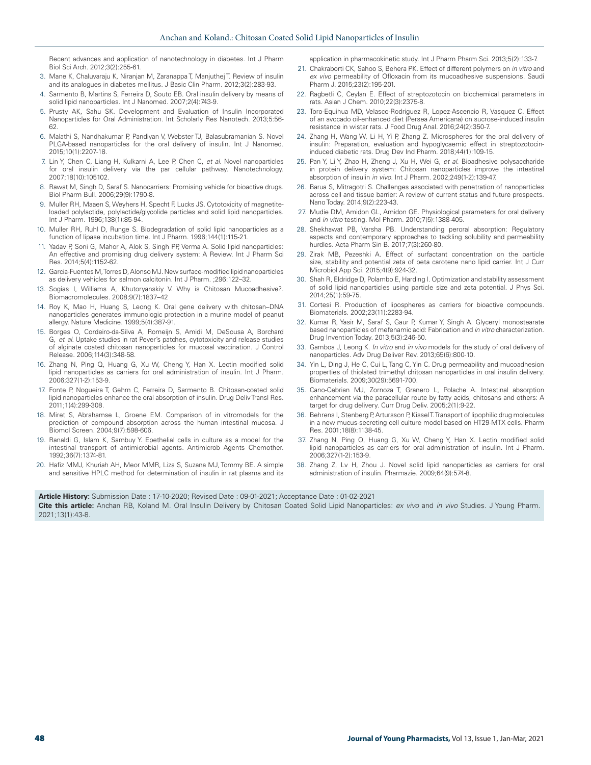Recent advances and application of nanotechnology in diabetes. Int J Pharm Biol Sci Arch. 2012;3(2):255-61.

3. Mane K, Chaluvaraju K, Niranjan M, Zaranappa T, Manjuthej T. Review of insulin and its analogues in diabetes mellitus. J Basic Clin Pharm. 2012;3(2):283-93.
4. Sarmento B, Martins S, Ferreira D, Souto EB. Oral insulin delivery by means of solid lipid nanoparticles. Int J Nanomed. 2007;2(4):743-9.
5. Prusty AK, Sahu SK. Development and Evaluation of Insulin Incorporated Nanoparticles for Oral Administration. Int Scholarly Res Nanotech. 2013;5:56-62.
6. Malathi S, Nandhakumar P, Pandiyan V, Webster TJ, Balasubramanian S. Novel PLGA-based nanoparticles for the oral delivery of insulin. Int J Nanomed. 2015;10(1):2207-18.
7. Lin Y, Chen C, Liang H, Kulkarni A, Lee P, Chen C, *et al.* Novel nanoparticles for oral insulin delivery via the par cellular pathway. Nanotechnology. 2007;18(10):105102.
8. Rawat M, Singh D, Saraf S. Nanocarriers: Promising vehicle for bioactive drugs. Biol Pharm Bull. 2006;29(9):1790-8.
9. Muller RH, Maaen S, Weyhers H, Specht F, Lucks JS. Cytotoxicity of magnetite-loaded polylactide, polylactide/glycolide particles and solid lipid nanoparticles. Int J Pharm. 1996;138(1):85-94.
10. Muller RH, Ruhl D, Runge S. Biodegradation of solid lipid nanoparticles as a function of lipase incubation time. Int J Pharm. 1996;144(1):115-21.
11. Yadav P, Soni G, Mahor A, Alok S, Singh PP, Verma A. Solid lipid nanoparticles: An effective and promising drug delivery system: A Review. Int J Pharm Sci Res. 2014;5(4):1152-62.
12. Garcia-Fuentes M, Torres D, Alonso MJ. New surface-modified lipid nanoparticles as delivery vehicles for salmon calcitonin. Int J Pharm. ;296:122–32.
13. Sogias I, Williams A, Khutoryanskiy V. Why is Chitosan Mucoadhesive?. Biomacromolecules. 2008;9(7):1837–42
14. Roy K, Mao H, Huang S, Leong K. Oral gene delivery with chitosan–DNA nanoparticles generates immunologic protection in a murine model of peanut allergy. Nature Medicine. 1999;5(4):387-91.
15. Borges O, Cordeiro-da-Silva A, Romeijn S, Amidi M, DeSousa A, Borchard G, *et al.* Uptake studies in rat Peyer's patches, cytotoxicity and release studies of alginate coated chitosan nanoparticles for mucosal vaccination. J Control Release. 2006;114(3):348-58.
16. Zhang N, Ping Q, Huang G, Xu W, Cheng Y, Han X. Lectin modified solid lipid nanoparticles as carriers for oral administration of insulin. Int J Pharm. 2006;327(1-2):153-9.
17. Fonte P, Nogueira T, Gehm C, Ferreira D, Sarmento B. Chitosan-coated solid lipid nanoparticles enhance the oral absorption of insulin. Drug Deliv Transl Res. 2011;1(4):299-308.
18. Miret S, Abrahamse L, Groene EM. Comparison of in vitromodels for the prediction of compound absorption across the human intestinal mucosa. J Biomol Screen. 2004;9(7):598-606.
19. Ranaldi G, Islam K, Sambuy Y. Epethelial cells in culture as a model for the intestinal transport of antimicrobial agents. Antimicrob Agents Chemother. 1992;36(7):1374-81.
20. Hafiz MMJ, Khuriah AH, Meor MMR, Liza S, Suzana MJ, Tommy BE. A simple and sensitive HPLC method for determination of insulin in rat plasma and its application in pharmacokinetic study. Int J Pharm Pharm Sci. 2013;5(2):133-7.
21. Chakraborti CK, Sahoo S, Behera PK. Effect of different polymers on *in vitro* and *ex vivo* permeability of Ofloxacin from its mucoadhesive suspensions. Saudi Pharm J. 2015;23(2):195-201.
22. Ragbetli C, Ceylan E. Effect of streptozotocin on biochemical parameters in rats. Asian J Chem. 2010;22(3):2375-8.
23. Toro-Equihua MD, Velasco-Rodriguez R, Lopez-Ascencio R, Vasquez C. Effect of an avocado oil-enhanced diet (Persea Americana) on sucrose-induced insulin resistance in wistar rats. J Food Drug Anal. 2016;24(2):350-7.
24. Zhang H, Wang W, Li H, Yi P, Zhang Z. Microspheres for the oral delivery of insulin: Preparation, evaluation and hypoglycaemic effect in streptozotocin-induced diabetic rats. Drug Dev Ind Pharm. 2018;44(1):109-15.
25. Pan Y, Li Y, Zhao H, Zheng J, Xu H, Wei G, *et al.* Bioadhesive polysaccharide in protein delivery system: Chitosan nanoparticles improve the intestinal absorption of insulin *in vivo*. Int J Pharm. 2002;249(1-2):139-47.
26. Barua S, Mitragotri S. Challenges associated with penetration of nanoparticles across cell and tissue barrier: A review of current status and future prospects. Nano Today. 2014;9(2):223-43.
27. Mudie DM, Amidon GL, Amidon GE. Physiological parameters for oral delivery and *in vitro* testing. Mol Pharm. 2010;7(5):1388-405.
28. Shekhawat PB, Varsha PB. Understanding peroral absorption: Regulatory aspects and contemporary approaches to tackling solubility and permeability hurdles. Acta Pharm Sin B. 2017;7(3):260-80.
29. Zirak MB, Pezeshki A. Effect of surfactant concentration on the particle size, stability and potential zeta of beta carotene nano lipid carrier. Int J Curr Microbiol App Sci. 2015;4(9):924-32.
30. Shah R, Eldridge D, Polambo E, Harding I. Optimization and stability assessment of solid lipid nanoparticles using particle size and zeta potential. J Phys Sci. 2014;25(1):59-75.
31. Cortesi R. Production of lipospheres as carriers for bioactive compounds. Biomaterials. 2002;23(11):2283-94.
32. Kumar R, Yasir M, Saraf S, Gaur P, Kumar Y, Singh A. Glyceryl monostearate based nanoparticles of mefenamic acid: Fabrication and *in vitro* characterization. Drug Invention Today. 2013;5(3):246-50.
33. Gamboa J, Leong K. *In vitro* and *in vivo* models for the study of oral delivery of nanoparticles. Adv Drug Deliver Rev. 2013;65(6):800-10.
34. Yin L, Ding J, He C, Cui L, Tang C, Yin C. Drug permeability and mucoadhesion properties of thiolated trimethyl chitosan nanoparticles in oral insulin delivery. Biomaterials. 2009;30(29):5691-700.
35. Cano-Cebrian MJ, Zornoza T, Granero L, Polache A. Intestinal absorption enhancement via the paracellular route by fatty acids, chitosans and others: A target for drug delivery. Curr Drug Deliv. 2005;2(1):9-22.
36. Behrens I, Stenberg P, Artursson P, Kissel T. Transport of lipophilic drug molecules in a new mucus-secreting cell culture model based on HT29-MTX cells. Pharm Res. 2001;18(8):1138-45.
37. Zhang N, Ping Q, Huang G, Xu W, Cheng Y, Han X. Lectin modified solid lipid nanoparticles as carriers for oral administration of insulin. Int J Pharm. 2006;327(1-2):153-9.
38. Zhang Z, Lv H, Zhou J. Novel solid lipid nanoparticles as carriers for oral administration of insulin. Pharmazie. 2009;64(9):574-8.

**Article History:** Submission Date : 17-10-2020; Revised Date : 09-01-2021; Acceptance Date : 01-02-2021

**Cite this article:** Anchan RB, Koland M. Oral Insulin Delivery by Chitosan Coated Solid Lipid Nanoparticles: *ex vivo* and *in vivo* Studies. J Young Pharm. 2021;13(1):43-8.